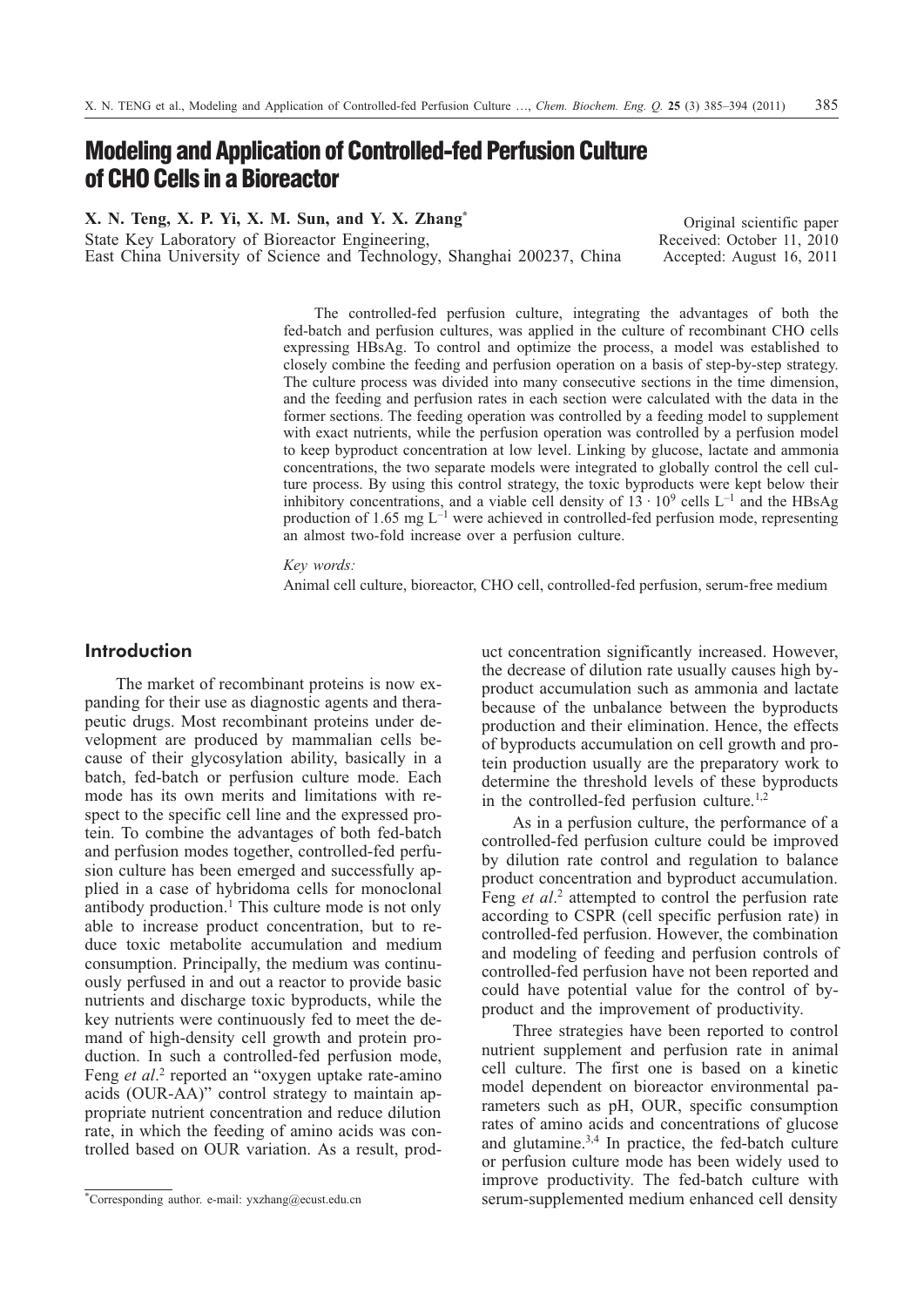# Modeling and Application of Controlled-fed Perfusion Culture of CHO Cells in a Bioreactor

**X. N. Teng, X. P. Yi, X. M. Sun, and Y. X. Zhang***

State Key Laboratory of Bioreactor Engineering,
East China University of Science and Technology, Shanghai 200237, China

Original scientific paper
Received: October 11, 2010
Accepted: August 16, 2011

The controlled-fed perfusion culture, integrating the advantages of both the fed-batch and perfusion cultures, was applied in the culture of recombinant CHO cells expressing HBsAg. To control and optimize the process, a model was established to closely combine the feeding and perfusion operation on a basis of step-by-step strategy. The culture process was divided into many consecutive sections in the time dimension, and the feeding and perfusion rates in each section were calculated with the data in the former sections. The feeding operation was controlled by a feeding model to supplement with exact nutrients, while the perfusion operation was controlled by a perfusion model to keep byproduct concentration at low level. Linking by glucose, lactate and ammonia concentrations, the two separate models were integrated to globally control the cell culture process. By using this control strategy, the toxic byproducts were kept below their inhibitory concentrations, and a viable cell density of $13 \cdot 10^9$ cells $L^{-1}$ and the HBsAg production of 1.65 mg $L^{-1}$ were achieved in controlled-fed perfusion mode, representing an almost two-fold increase over a perfusion culture.

*Key words:*

Animal cell culture, bioreactor, CHO cell, controlled-fed perfusion, serum-free medium

## Introduction

The market of recombinant proteins is now expanding for their use as diagnostic agents and therapeutic drugs. Most recombinant proteins under development are produced by mammalian cells because of their glycosylation ability, basically in a batch, fed-batch or perfusion culture mode. Each mode has its own merits and limitations with respect to the specific cell line and the expressed protein. To combine the advantages of both fed-batch and perfusion modes together, controlled-fed perfusion culture has been emerged and successfully applied in a case of hybridoma cells for monoclonal antibody production.[1] This culture mode is not only able to increase product concentration, but to reduce toxic metabolite accumulation and medium consumption. Principally, the medium was continuously perfused in and out a reactor to provide basic nutrients and discharge toxic byproducts, while the key nutrients were continuously fed to meet the demand of high-density cell growth and protein production. In such a controlled-fed perfusion mode, Feng *et al*.[2] reported an "oxygen uptake rate-amino acids (OUR-AA)" control strategy to maintain appropriate nutrient concentration and reduce dilution rate, in which the feeding of amino acids was controlled based on OUR variation. As a result, product concentration significantly increased. However, the decrease of dilution rate usually causes high byproduct accumulation such as ammonia and lactate because of the unbalance between the byproducts production and their elimination. Hence, the effects of byproducts accumulation on cell growth and protein production usually are the preparatory work to determine the threshold levels of these byproducts in the controlled-fed perfusion culture.[1,2]

As in a perfusion culture, the performance of a controlled-fed perfusion culture could be improved by dilution rate control and regulation to balance product concentration and byproduct accumulation. Feng *et al*.[2] attempted to control the perfusion rate according to CSPR (cell specific perfusion rate) in controlled-fed perfusion. However, the combination and modeling of feeding and perfusion controls of controlled-fed perfusion have not been reported and could have potential value for the control of byproduct and the improvement of productivity.

Three strategies have been reported to control nutrient supplement and perfusion rate in animal cell culture. The first one is based on a kinetic model dependent on bioreactor environmental parameters such as pH, OUR, specific consumption rates of amino acids and concentrations of glucose and glutamine.[3,4] In practice, the fed-batch culture or perfusion culture mode has been widely used to improve productivity. The fed-batch culture with serum-supplemented medium enhanced cell density

*Corresponding author. e-mail: yxzhang@ecust.edu.cn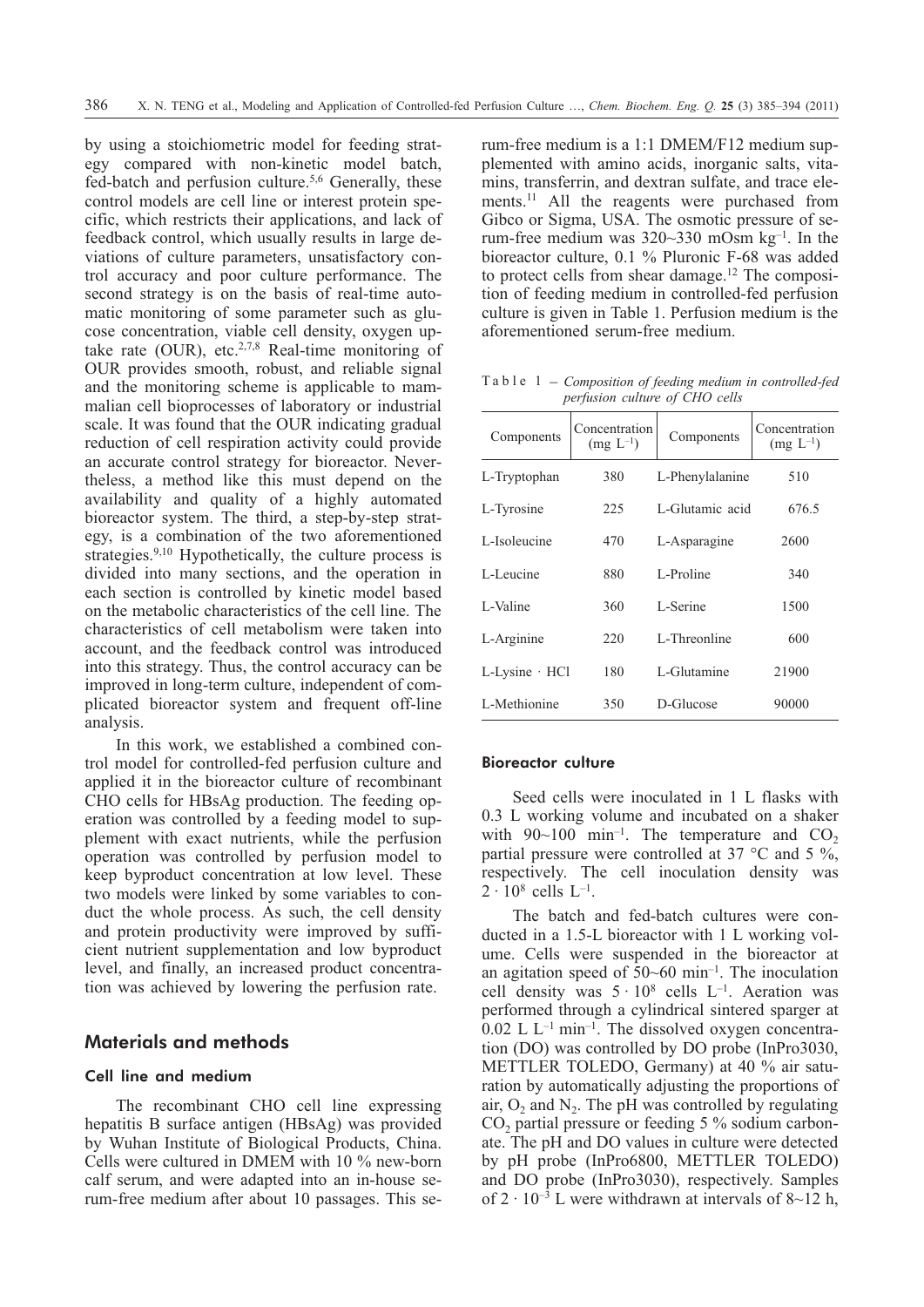by using a stoichiometric model for feeding strategy compared with non-kinetic model batch, fed-batch and perfusion culture.[5,6] Generally, these control models are cell line or interest protein specific, which restricts their applications, and lack of feedback control, which usually results in large deviations of culture parameters, unsatisfactory control accuracy and poor culture performance. The second strategy is on the basis of real-time automatic monitoring of some parameter such as glucose concentration, viable cell density, oxygen uptake rate (OUR), etc.[2,7,8] Real-time monitoring of OUR provides smooth, robust, and reliable signal and the monitoring scheme is applicable to mammalian cell bioprocesses of laboratory or industrial scale. It was found that the OUR indicating gradual reduction of cell respiration activity could provide an accurate control strategy for bioreactor. Nevertheless, a method like this must depend on the availability and quality of a highly automated bioreactor system. The third, a step-by-step strategy, is a combination of the two aforementioned strategies.[9,10] Hypothetically, the culture process is divided into many sections, and the operation in each section is controlled by kinetic model based on the metabolic characteristics of the cell line. The characteristics of cell metabolism were taken into account, and the feedback control was introduced into this strategy. Thus, the control accuracy can be improved in long-term culture, independent of complicated bioreactor system and frequent off-line analysis.

In this work, we established a combined control model for controlled-fed perfusion culture and applied it in the bioreactor culture of recombinant CHO cells for HBsAg production. The feeding operation was controlled by a feeding model to supplement with exact nutrients, while the perfusion operation was controlled by perfusion model to keep byproduct concentration at low level. These two models were linked by some variables to conduct the whole process. As such, the cell density and protein productivity were improved by sufficient nutrient supplementation and low byproduct level, and finally, an increased product concentration was achieved by lowering the perfusion rate.

## Materials and methods

### Cell line and medium

The recombinant CHO cell line expressing hepatitis B surface antigen (HBsAg) was provided by Wuhan Institute of Biological Products, China. Cells were cultured in DMEM with 10 % new-born calf serum, and were adapted into an in-house serum-free medium after about 10 passages. This serum-free medium is a 1:1 DMEM/F12 medium supplemented with amino acids, inorganic salts, vitamins, transferrin, and dextran sulfate, and trace elements.[11] All the reagents were purchased from Gibco or Sigma, USA. The osmotic pressure of serum-free medium was 320~330 mOsm kg$^{-1}$. In the bioreactor culture, 0.1 % Pluronic F-68 was added to protect cells from shear damage.[12] The composition of feeding medium in controlled-fed perfusion culture is given in Table 1. Perfusion medium is the aforementioned serum-free medium.

Table 1 – *Composition of feeding medium in controlled-fed perfusion culture of CHO cells*

| Components | Concentration (mg L$^{-1}$) | Components | Concentration (mg L$^{-1}$) |
|---|---|---|---|
| L-Tryptophan | 380 | L-Phenylalanine | 510 |
| L-Tyrosine | 225 | L-Glutamic acid | 676.5 |
| L-Isoleucine | 470 | L-Asparagine | 2600 |
| L-Leucine | 880 | L-Proline | 340 |
| L-Valine | 360 | L-Serine | 1500 |
| L-Arginine | 220 | L-Threonline | 600 |
| L-Lysine · HCl | 180 | L-Glutamine | 21900 |
| L-Methionine | 350 | D-Glucose | 90000 |

### Bioreactor culture

Seed cells were inoculated in 1 L flasks with 0.3 L working volume and incubated on a shaker with 90~100 min$^{-1}$. The temperature and $CO_2$ partial pressure were controlled at 37 °C and 5 %, respectively. The cell inoculation density was $2 \cdot 10^8$ cells L$^{-1}$.

The batch and fed-batch cultures were conducted in a 1.5-L bioreactor with 1 L working volume. Cells were suspended in the bioreactor at an agitation speed of 50~60 min$^{-1}$. The inoculation cell density was $5 \cdot 10^8$ cells L$^{-1}$. Aeration was performed through a cylindrical sintered sparger at 0.02 L L$^{-1}$ min$^{-1}$. The dissolved oxygen concentration (DO) was controlled by DO probe (InPro3030, METTLER TOLEDO, Germany) at 40 % air saturation by automatically adjusting the proportions of air, $O_2$ and $N_2$. The pH was controlled by regulating $CO_2$ partial pressure or feeding 5 % sodium carbonate. The pH and DO values in culture were detected by pH probe (InPro6800, METTLER TOLEDO) and DO probe (InPro3030), respectively. Samples of $2 \cdot 10^{-3}$ L were withdrawn at intervals of 8~12 h,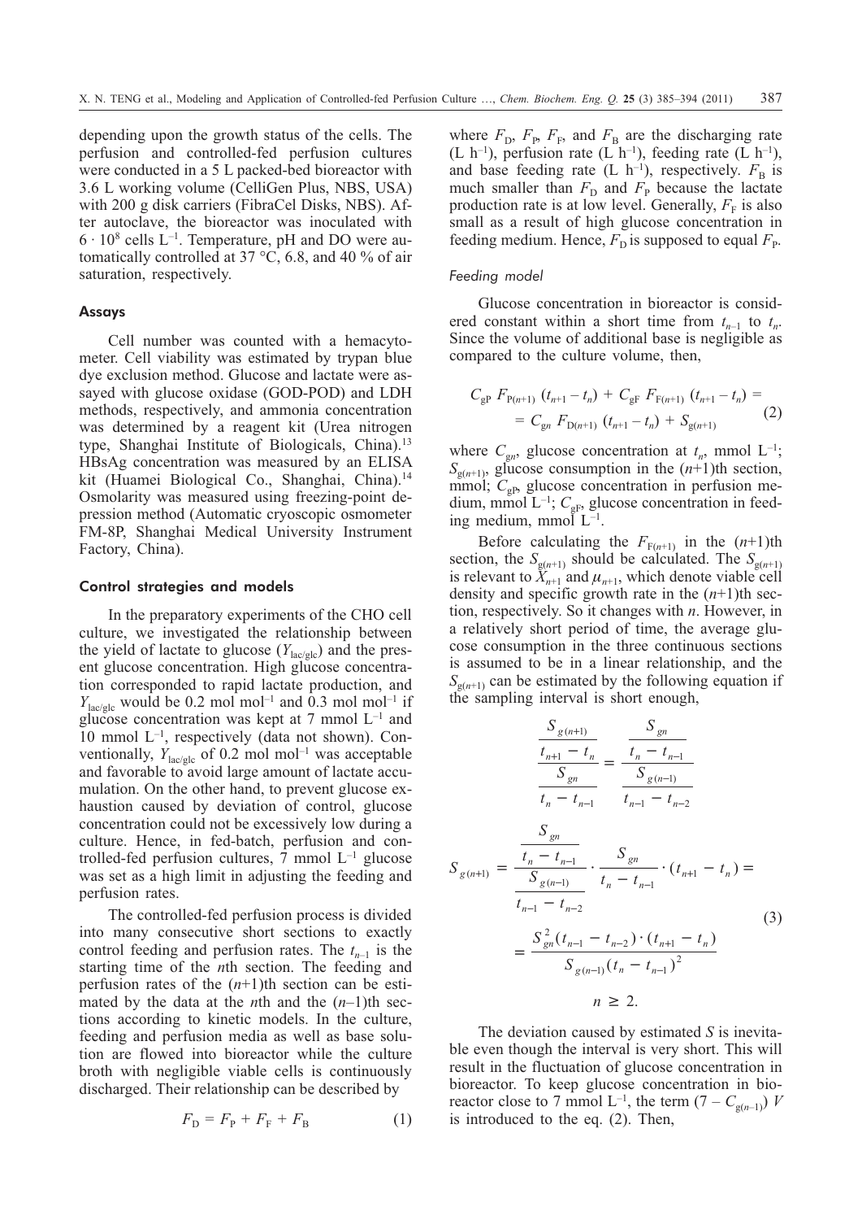depending upon the growth status of the cells. The perfusion and controlled-fed perfusion cultures were conducted in a 5 L packed-bed bioreactor with 3.6 L working volume (CelliGen Plus, NBS, USA) with 200 g disk carriers (FibraCel Disks, NBS). After autoclave, the bioreactor was inoculated with $6 \cdot 10^8$ cells $L^{-1}$. Temperature, pH and DO were automatically controlled at 37 °C, 6.8, and 40 % of air saturation, respectively.

### Assays

Cell number was counted with a hemacytometer. Cell viability was estimated by trypan blue dye exclusion method. Glucose and lactate were assayed with glucose oxidase (GOD-POD) and LDH methods, respectively, and ammonia concentration was determined by a reagent kit (Urea nitrogen type, Shanghai Institute of Biologicals, China).[13] HBsAg concentration was measured by an ELISA kit (Huamei Biological Co., Shanghai, China).[14] Osmolarity was measured using freezing-point depression method (Automatic cryoscopic osmometer FM-8P, Shanghai Medical University Instrument Factory, China).

### Control strategies and models

In the preparatory experiments of the CHO cell culture, we investigated the relationship between the yield of lactate to glucose ($Y_{lac/glc}$) and the present glucose concentration. High glucose concentration corresponded to rapid lactate production, and $Y_{lac/glc}$ would be 0.2 mol $mol^{-1}$ and 0.3 mol $mol^{-1}$ if glucose concentration was kept at 7 mmol $L^{-1}$ and 10 mmol $L^{-1}$, respectively (data not shown). Conventionally, $Y_{lac/glc}$ of 0.2 mol $mol^{-1}$ was acceptable and favorable to avoid large amount of lactate accumulation. On the other hand, to prevent glucose exhaustion caused by deviation of control, glucose concentration could not be excessively low during a culture. Hence, in fed-batch, perfusion and controlled-fed perfusion cultures, 7 mmol $L^{-1}$ glucose was set as a high limit in adjusting the feeding and perfusion rates.

The controlled-fed perfusion process is divided into many consecutive short sections to exactly control feeding and perfusion rates. The $t_{n-1}$ is the starting time of the $n$th section. The feeding and perfusion rates of the ($n$+1)th section can be estimated by the data at the $n$th and the ($n$–1)th sections according to kinetic models. In the culture, feeding and perfusion media as well as base solution are flowed into bioreactor while the culture broth with negligible viable cells is continuously discharged. Their relationship can be described by

$$F_D = F_P + F_F + F_B \tag{1}$$

where $F_D$, $F_P$, $F_F$, and $F_B$ are the discharging rate (L $h^{-1}$), perfusion rate (L $h^{-1}$), feeding rate (L $h^{-1}$), and base feeding rate (L $h^{-1}$), respectively. $F_B$ is much smaller than $F_D$ and $F_P$ because the lactate production rate is at low level. Generally, $F_F$ is also small as a result of high glucose concentration in feeding medium. Hence, $F_D$ is supposed to equal $F_P$.

#### Feeding model

Glucose concentration in bioreactor is considered constant within a short time from $t_{n-1}$ to $t_n$. Since the volume of additional base is negligible as compared to the culture volume, then,

$$C_{gP}\, F_{P(n+1)}\, (t_{n+1} - t_n) + C_{gF}\, F_{F(n+1)}\, (t_{n+1} - t_n) = C_{gn}\, F_{D(n+1)}\, (t_{n+1} - t_n) + S_{g(n+1)} \tag{2}$$

where $C_{gn}$, glucose concentration at $t_n$, mmol $L^{-1}$; $S_{g(n+1)}$, glucose consumption in the ($n$+1)th section, mmol; $C_{gP}$, glucose concentration in perfusion medium, mmol $L^{-1}$; $C_{gF}$, glucose concentration in feeding medium, mmol $L^{-1}$.

Before calculating the $F_{F(n+1)}$ in the ($n$+1)th section, the $S_{g(n+1)}$ should be calculated. The $S_{g(n+1)}$ is relevant to $X_{n+1}$ and $\mu_{n+1}$, which denote viable cell density and specific growth rate in the ($n$+1)th section, respectively. So it changes with $n$. However, in a relatively short period of time, the average glucose consumption in the three continuous sections is assumed to be in a linear relationship, and the $S_{g(n+1)}$ can be estimated by the following equation if the sampling interval is short enough,

$$\frac{\dfrac{S_{g(n+1)}}{t_{n+1} - t_n}}{\dfrac{S_{gn}}{t_n - t_{n-1}}} = \frac{\dfrac{S_{gn}}{t_n - t_{n-1}}}{\dfrac{S_{g(n-1)}}{t_{n-1} - t_{n-2}}}$$

$$S_{g(n+1)} = \frac{\dfrac{S_{gn}}{t_n - t_{n-1}}}{\dfrac{S_{g(n-1)}}{t_{n-1} - t_{n-2}}} \cdot \frac{S_{gn}}{t_n - t_{n-1}} \cdot (t_{n+1} - t_n) = \frac{S_{gn}^2 (t_{n-1} - t_{n-2}) \cdot (t_{n+1} - t_n)}{S_{g(n-1)} (t_n - t_{n-1})^2} \tag{3}$$

$$n \geq 2.$$

The deviation caused by estimated $S$ is inevitable even though the interval is very short. This will result in the fluctuation of glucose concentration in bioreactor. To keep glucose concentration in bioreactor close to 7 mmol $L^{-1}$, the term $(7 - C_{g(n-1)})\, V$ is introduced to the eq. (2). Then,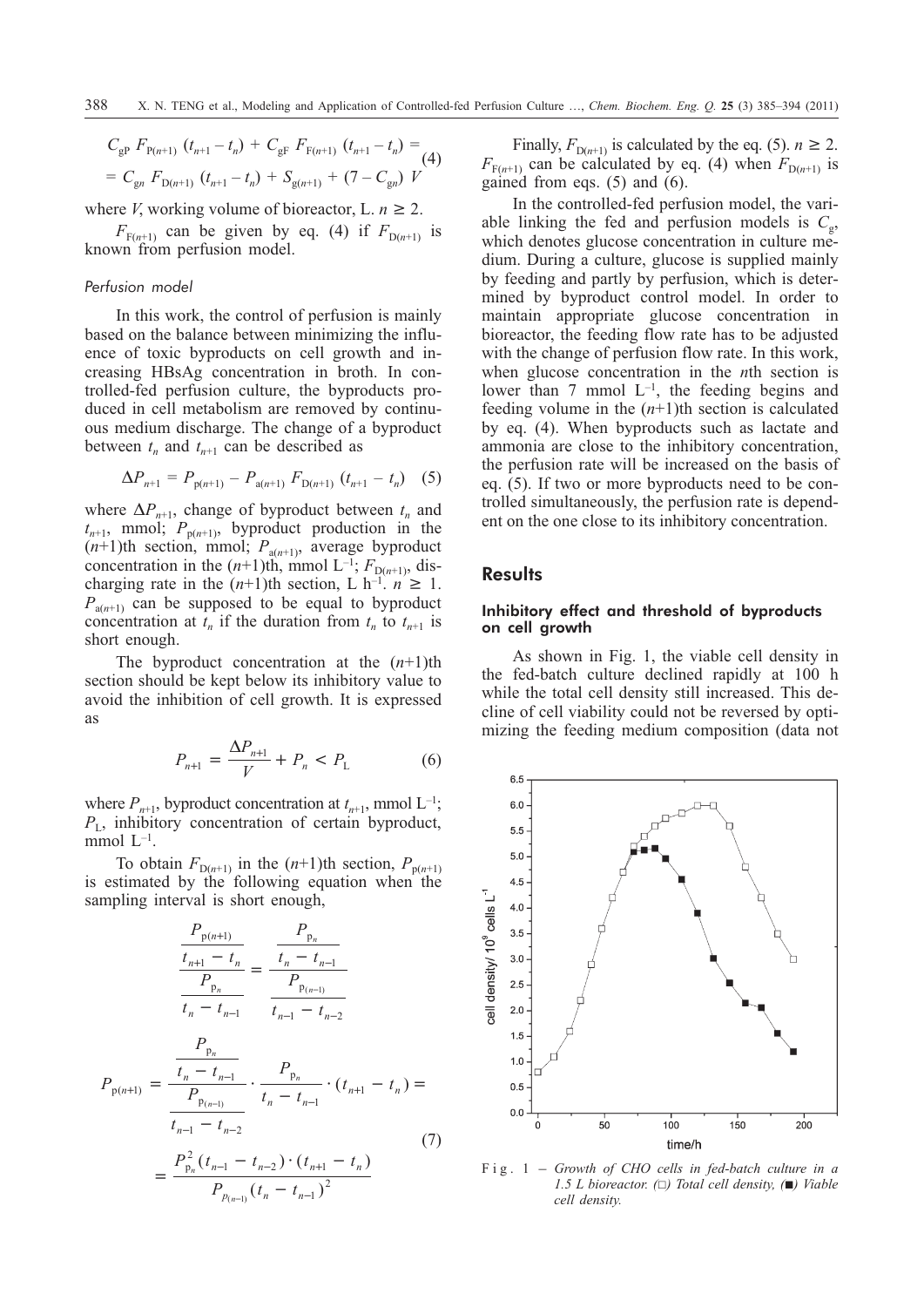$$C_{gP}\, F_{P(n+1)}\,(t_{n+1} - t_n) + C_{gF}\, F_{F(n+1)}\,(t_{n+1} - t_n) = \\ = C_{gn}\, F_{D(n+1)}\,(t_{n+1} - t_n) + S_{g(n+1)} + (7 - C_{gn})\, V \tag{4}$$

where $V$, working volume of bioreactor, L. $n \geq 2$.

$F_{F(n+1)}$ can be given by eq. (4) if $F_{D(n+1)}$ is known from perfusion model.

### *Perfusion model*

In this work, the control of perfusion is mainly based on the balance between minimizing the influence of toxic byproducts on cell growth and increasing HBsAg concentration in broth. In controlled-fed perfusion culture, the byproducts produced in cell metabolism are removed by continuous medium discharge. The change of a byproduct between $t_n$ and $t_{n+1}$ can be described as

$$\Delta P_{n+1} = P_{p(n+1)} - P_{a(n+1)}\, F_{D(n+1)}\,(t_{n+1} - t_n) \tag{5}$$

where $\Delta P_{n+1}$, change of byproduct between $t_n$ and $t_{n+1}$, mmol; $P_{p(n+1)}$, byproduct production in the $(n+1)$th section, mmol; $P_{a(n+1)}$, average byproduct concentration in the $(n+1)$th, mmol L$^{-1}$; $F_{D(n+1)}$, discharging rate in the $(n+1)$th section, L h$^{-1}$. $n \geq 1$. $P_{a(n+1)}$ can be supposed to be equal to byproduct concentration at $t_n$ if the duration from $t_n$ to $t_{n+1}$ is short enough.

The byproduct concentration at the $(n+1)$th section should be kept below its inhibitory value to avoid the inhibition of cell growth. It is expressed as

$$P_{n+1} = \frac{\Delta P_{n+1}}{V} + P_n < P_L \tag{6}$$

where $P_{n+1}$, byproduct concentration at $t_{n+1}$, mmol L$^{-1}$; $P_L$, inhibitory concentration of certain byproduct, mmol L$^{-1}$.

To obtain $F_{D(n+1)}$ in the $(n+1)$th section, $P_{p(n+1)}$ is estimated by the following equation when the sampling interval is short enough,

$$\frac{\dfrac{P_{p(n+1)}}{t_{n+1} - t_n}}{\dfrac{P_{p_n}}{t_n - t_{n-1}}} = \frac{\dfrac{P_{p_n}}{t_n - t_{n-1}}}{\dfrac{P_{p(n-1)}}{t_{n-1} - t_{n-2}}}$$

$$P_{p(n+1)} = \frac{\dfrac{P_{p_n}}{t_n - t_{n-1}}}{\dfrac{P_{p(n-1)}}{t_{n-1} - t_{n-2}}} \cdot \frac{P_{p_n}}{t_n - t_{n-1}} \cdot (t_{n+1} - t_n) = \\ = \frac{P_{p_n}^2\,(t_{n-1} - t_{n-2}) \cdot (t_{n+1} - t_n)}{P_{p(n-1)}\,(t_n - t_{n-1})^2} \tag{7}$$

Finally, $F_{D(n+1)}$ is calculated by the eq. (5). $n \geq 2$. $F_{F(n+1)}$ can be calculated by eq. (4) when $F_{D(n+1)}$ is gained from eqs. (5) and (6).

In the controlled-fed perfusion model, the variable linking the fed and perfusion models is $C_g$, which denotes glucose concentration in culture medium. During a culture, glucose is supplied mainly by feeding and partly by perfusion, which is determined by byproduct control model. In order to maintain appropriate glucose concentration in bioreactor, the feeding flow rate has to be adjusted with the change of perfusion flow rate. In this work, when glucose concentration in the $n$th section is lower than 7 mmol L$^{-1}$, the feeding begins and feeding volume in the $(n+1)$th section is calculated by eq. (4). When byproducts such as lactate and ammonia are close to the inhibitory concentration, the perfusion rate will be increased on the basis of eq. (5). If two or more byproducts need to be controlled simultaneously, the perfusion rate is dependent on the one close to its inhibitory concentration.

## Results

### Inhibitory effect and threshold of byproducts on cell growth

As shown in Fig. 1, the viable cell density in the fed-batch culture declined rapidly at 100 h while the total cell density still increased. This decline of cell viability could not be reversed by optimizing the feeding medium composition (data not

Fig. 1 – *Growth of CHO cells in fed-batch culture in a 1.5 L bioreactor. (□) Total cell density, (■) Viable cell density.*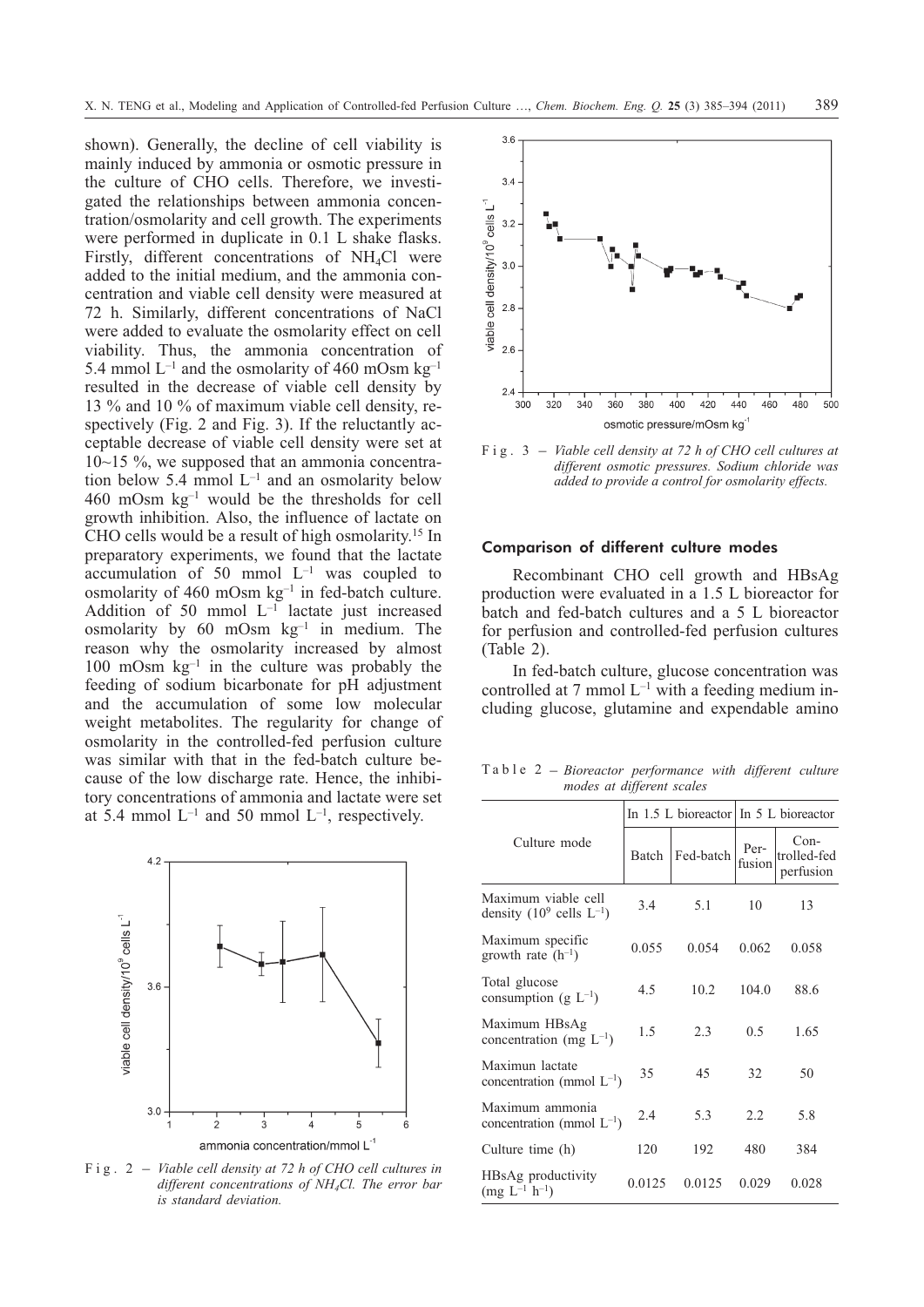shown). Generally, the decline of cell viability is mainly induced by ammonia or osmotic pressure in the culture of CHO cells. Therefore, we investigated the relationships between ammonia concentration/osmolarity and cell growth. The experiments were performed in duplicate in 0.1 L shake flasks. Firstly, different concentrations of $NH_4Cl$ were added to the initial medium, and the ammonia concentration and viable cell density were measured at 72 h. Similarly, different concentrations of NaCl were added to evaluate the osmolarity effect on cell viability. Thus, the ammonia concentration of 5.4 mmol $L^{-1}$ and the osmolarity of 460 mOsm $kg^{-1}$ resulted in the decrease of viable cell density by 13 % and 10 % of maximum viable cell density, respectively (Fig. 2 and Fig. 3). If the reluctantly acceptable decrease of viable cell density were set at 10~15 %, we supposed that an ammonia concentration below 5.4 mmol $L^{-1}$ and an osmolarity below 460 mOsm $kg^{-1}$ would be the thresholds for cell growth inhibition. Also, the influence of lactate on CHO cells would be a result of high osmolarity.[15] In preparatory experiments, we found that the lactate accumulation of 50 mmol $L^{-1}$ was coupled to osmolarity of 460 mOsm $kg^{-1}$ in fed-batch culture. Addition of 50 mmol $L^{-1}$ lactate just increased osmolarity by 60 mOsm $kg^{-1}$ in medium. The reason why the osmolarity increased by almost 100 mOsm $kg^{-1}$ in the culture was probably the feeding of sodium bicarbonate for pH adjustment and the accumulation of some low molecular weight metabolites. The regularity for change of osmolarity in the controlled-fed perfusion culture was similar with that in the fed-batch culture because of the low discharge rate. Hence, the inhibitory concentrations of ammonia and lactate were set at 5.4 mmol $L^{-1}$ and 50 mmol $L^{-1}$, respectively.

Fig. 2 – *Viable cell density at 72 h of CHO cell cultures in different concentrations of $NH_4Cl$. The error bar is standard deviation.*

Fig. 3 – *Viable cell density at 72 h of CHO cell cultures at different osmotic pressures. Sodium chloride was added to provide a control for osmolarity effects.*

## Comparison of different culture modes

Recombinant CHO cell growth and HBsAg production were evaluated in a 1.5 L bioreactor for batch and fed-batch cultures and a 5 L bioreactor for perfusion and controlled-fed perfusion cultures (Table 2).

In fed-batch culture, glucose concentration was controlled at 7 mmol $L^{-1}$ with a feeding medium including glucose, glutamine and expendable amino

Table 2 – *Bioreactor performance with different culture modes at different scales*

| Culture mode | In 1.5 L bioreactor | | In 5 L bioreactor | |
|---|---|---|---|---|
| | Batch | Fed-batch | Perfusion | Controlled-fed perfusion |
| Maximum viable cell density ($10^9$ cells $L^{-1}$) | 3.4 | 5.1 | 10 | 13 |
| Maximum specific growth rate ($h^{-1}$) | 0.055 | 0.054 | 0.062 | 0.058 |
| Total glucose consumption (g $L^{-1}$) | 4.5 | 10.2 | 104.0 | 88.6 |
| Maximum HBsAg concentration (mg $L^{-1}$) | 1.5 | 2.3 | 0.5 | 1.65 |
| Maximun lactate concentration (mmol $L^{-1}$) | 35 | 45 | 32 | 50 |
| Maximum ammonia concentration (mmol $L^{-1}$) | 2.4 | 5.3 | 2.2 | 5.8 |
| Culture time (h) | 120 | 192 | 480 | 384 |
| HBsAg productivity (mg $L^{-1}$ $h^{-1}$) | 0.0125 | 0.0125 | 0.029 | 0.028 |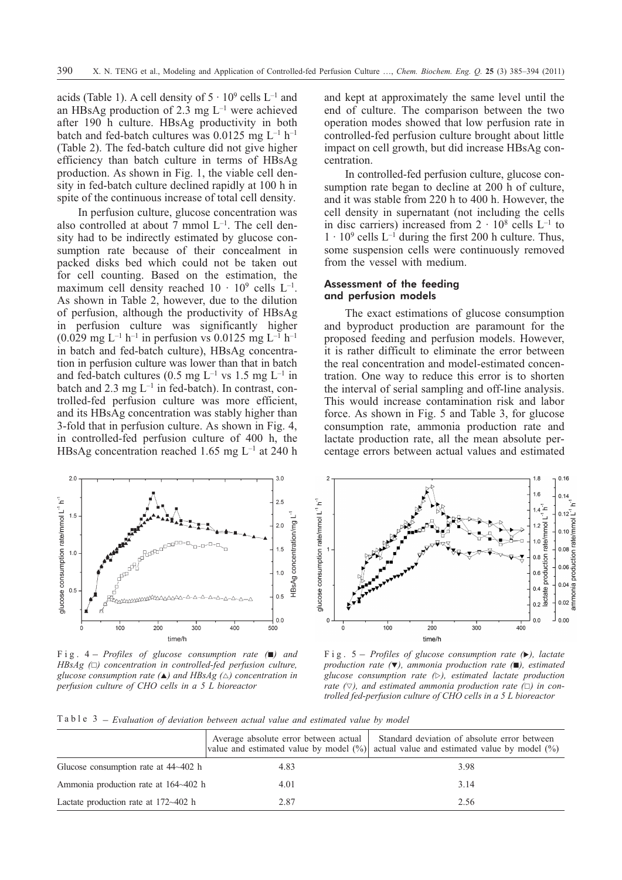acids (Table 1). A cell density of $5 \cdot 10^9$ cells $L^{-1}$ and an HBsAg production of 2.3 mg $L^{-1}$ were achieved after 190 h culture. HBsAg productivity in both batch and fed-batch cultures was 0.0125 mg $L^{-1}$ $h^{-1}$ (Table 2). The fed-batch culture did not give higher efficiency than batch culture in terms of HBsAg production. As shown in Fig. 1, the viable cell density in fed-batch culture declined rapidly at 100 h in spite of the continuous increase of total cell density.

In perfusion culture, glucose concentration was also controlled at about 7 mmol $L^{-1}$. The cell density had to be indirectly estimated by glucose consumption rate because of their concealment in packed disks bed which could not be taken out for cell counting. Based on the estimation, the maximum cell density reached $10 \cdot 10^9$ cells $L^{-1}$. As shown in Table 2, however, due to the dilution of perfusion, although the productivity of HBsAg in perfusion culture was significantly higher (0.029 mg $L^{-1}$ $h^{-1}$ in perfusion vs 0.0125 mg $L^{-1}$ $h^{-1}$ in batch and fed-batch culture), HBsAg concentration in perfusion culture was lower than that in batch and fed-batch cultures (0.5 mg $L^{-1}$ vs 1.5 mg $L^{-1}$ in batch and 2.3 mg $L^{-1}$ in fed-batch). In contrast, controlled-fed perfusion culture was more efficient, and its HBsAg concentration was stably higher than 3-fold that in perfusion culture. As shown in Fig. 4, in controlled-fed perfusion culture of 400 h, the HBsAg concentration reached 1.65 mg $L^{-1}$ at 240 h and kept at approximately the same level until the end of culture. The comparison between the two operation modes showed that low perfusion rate in controlled-fed perfusion culture brought about little impact on cell growth, but did increase HBsAg concentration.

In controlled-fed perfusion culture, glucose consumption rate began to decline at 200 h of culture, and it was stable from 220 h to 400 h. However, the cell density in supernatant (not including the cells in disc carriers) increased from $2 \cdot 10^8$ cells $L^{-1}$ to $1 \cdot 10^9$ cells $L^{-1}$ during the first 200 h culture. Thus, some suspension cells were continuously removed from the vessel with medium.

### Assessment of the feeding and perfusion models

The exact estimations of glucose consumption and byproduct production are paramount for the proposed feeding and perfusion models. However, it is rather difficult to eliminate the error between the real concentration and model-estimated concentration. One way to reduce this error is to shorten the interval of serial sampling and off-line analysis. This would increase contamination risk and labor force. As shown in Fig. 5 and Table 3, for glucose consumption rate, ammonia production rate and lactate production rate, all the mean absolute percentage errors between actual values and estimated

Fig. 4 – *Profiles of glucose consumption rate (■) and HBsAg (□) concentration in controlled-fed perfusion culture, glucose consumption rate (▲) and HBsAg (△) concentration in perfusion culture of CHO cells in a 5 L bioreactor*

Fig. 5 – *Profiles of glucose consumption rate (▶), lactate production rate (▼), ammonia production rate (■), estimated glucose consumption rate (▷), estimated lactate production rate (▽), and estimated ammonia production rate (□) in controlled fed-perfusion culture of CHO cells in a 5 L bioreactor*

Table 3 – *Evaluation of deviation between actual value and estimated value by model*

| | Average absolute error between actual value and estimated value by model (%) | Standard deviation of absolute error between actual value and estimated value by model (%) |
|---|---|---|
| Glucose consumption rate at 44~402 h | 4.83 | 3.98 |
| Ammonia production rate at 164~402 h | 4.01 | 3.14 |
| Lactate production rate at 172~402 h | 2.87 | 2.56 |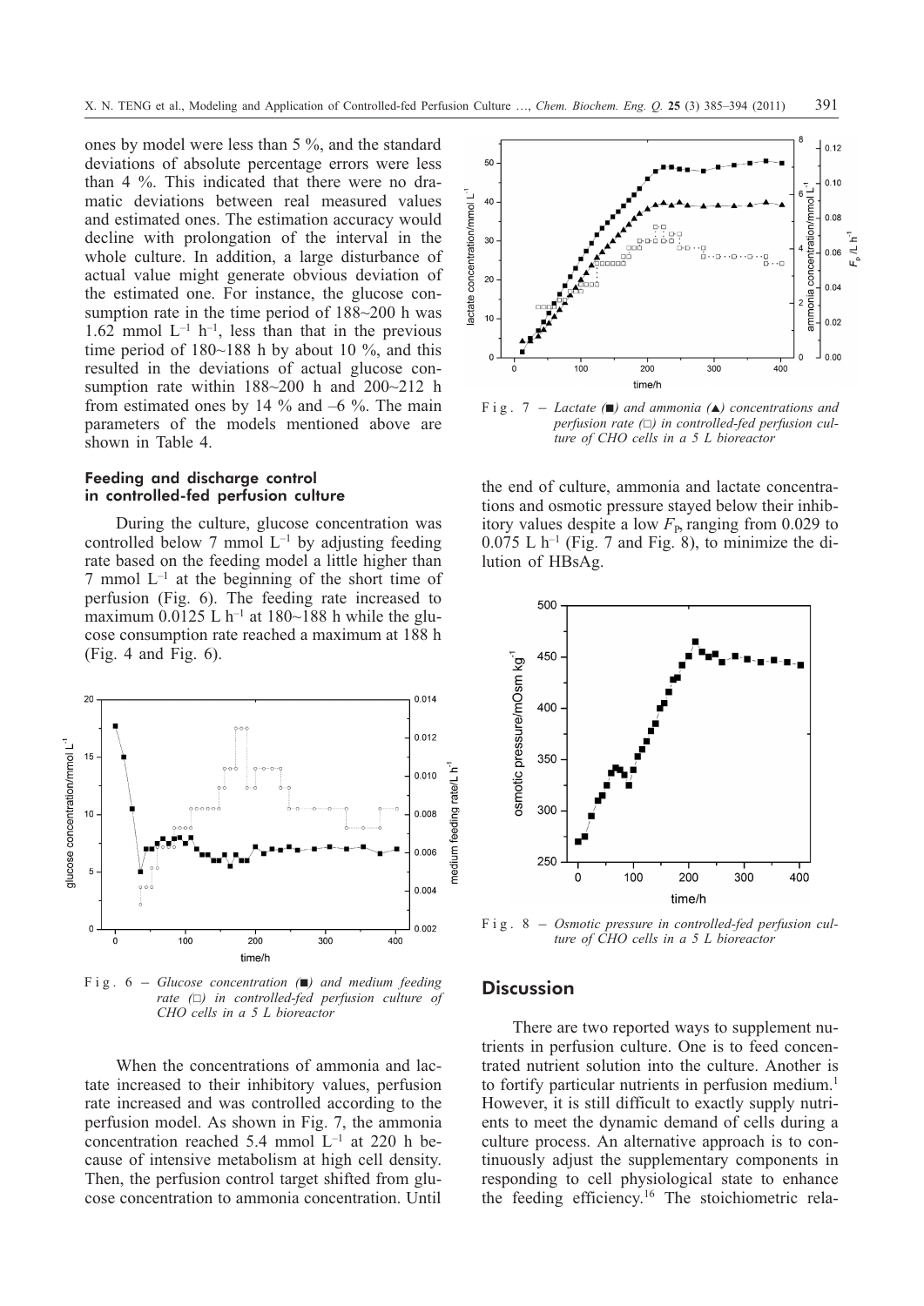ones by model were less than 5 %, and the standard deviations of absolute percentage errors were less than 4 %. This indicated that there were no dramatic deviations between real measured values and estimated ones. The estimation accuracy would decline with prolongation of the interval in the whole culture. In addition, a large disturbance of actual value might generate obvious deviation of the estimated one. For instance, the glucose consumption rate in the time period of 188~200 h was 1.62 mmol $L^{-1}$ $h^{-1}$, less than that in the previous time period of 180~188 h by about 10 %, and this resulted in the deviations of actual glucose consumption rate within 188~200 h and 200~212 h from estimated ones by 14 % and –6 %. The main parameters of the models mentioned above are shown in Table 4.

#### Feeding and discharge control in controlled-fed perfusion culture

During the culture, glucose concentration was controlled below 7 mmol $L^{-1}$ by adjusting feeding rate based on the feeding model a little higher than 7 mmol $L^{-1}$ at the beginning of the short time of perfusion (Fig. 6). The feeding rate increased to maximum 0.0125 L $h^{-1}$ at 180~188 h while the glucose consumption rate reached a maximum at 188 h (Fig. 4 and Fig. 6).

Fig. 6 – *Glucose concentration (■) and medium feeding rate (□) in controlled-fed perfusion culture of CHO cells in a 5 L bioreactor*

When the concentrations of ammonia and lactate increased to their inhibitory values, perfusion rate increased and was controlled according to the perfusion model. As shown in Fig. 7, the ammonia concentration reached 5.4 mmol $L^{-1}$ at 220 h because of intensive metabolism at high cell density. Then, the perfusion control target shifted from glucose concentration to ammonia concentration. Until the end of culture, ammonia and lactate concentrations and osmotic pressure stayed below their inhibitory values despite a low $F_P$, ranging from 0.029 to 0.075 L $h^{-1}$ (Fig. 7 and Fig. 8), to minimize the dilution of HBsAg.

Fig. 7 – *Lactate (■) and ammonia (▲) concentrations and perfusion rate (□) in controlled-fed perfusion culture of CHO cells in a 5 L bioreactor*

Fig. 8 – *Osmotic pressure in controlled-fed perfusion culture of CHO cells in a 5 L bioreactor*

## Discussion

There are two reported ways to supplement nutrients in perfusion culture. One is to feed concentrated nutrient solution into the culture. Another is to fortify particular nutrients in perfusion medium.[1] However, it is still difficult to exactly supply nutrients to meet the dynamic demand of cells during a culture process. An alternative approach is to continuously adjust the supplementary components in responding to cell physiological state to enhance the feeding efficiency.[16] The stoichiometric rela-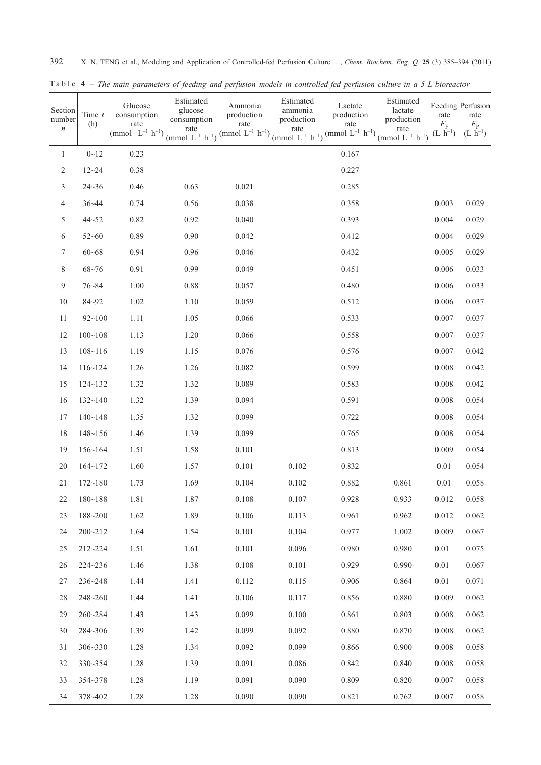Table 4 – *The main parameters of feeding and perfusion models in controlled-fed perfusion culture in a 5 L bioreactor*

| Section number $n$ | Time $t$ (h) | Glucose consumption rate (mmol $L^{-1}$ $h^{-1}$) | Estimated glucose consumption rate (mmol $L^{-1}$ $h^{-1}$) | Ammonia production rate (mmol $L^{-1}$ $h^{-1}$) | Estimated ammonia production rate (mmol $L^{-1}$ $h^{-1}$) | Lactate production rate (mmol $L^{-1}$ $h^{-1}$) | Estimated lactate production rate (mmol $L^{-1}$ $h^{-1}$) | Feeding rate $F_F$ ($L$ $h^{-1}$) | Perfusion rate $F_P$ ($L$ $h^{-1}$) |
|---|---|---|---|---|---|---|---|---|---|
| 1 | 0~12 | 0.23 | | | | 0.167 | | | |
| 2 | 12~24 | 0.38 | | | | 0.227 | | | |
| 3 | 24~36 | 0.46 | 0.63 | 0.021 | | 0.285 | | | |
| 4 | 36~44 | 0.74 | 0.56 | 0.038 | | 0.358 | | 0.003 | 0.029 |
| 5 | 44~52 | 0.82 | 0.92 | 0.040 | | 0.393 | | 0.004 | 0.029 |
| 6 | 52~60 | 0.89 | 0.90 | 0.042 | | 0.412 | | 0.004 | 0.029 |
| 7 | 60~68 | 0.94 | 0.96 | 0.046 | | 0.432 | | 0.005 | 0.029 |
| 8 | 68~76 | 0.91 | 0.99 | 0.049 | | 0.451 | | 0.006 | 0.033 |
| 9 | 76~84 | 1.00 | 0.88 | 0.057 | | 0.480 | | 0.006 | 0.033 |
| 10 | 84~92 | 1.02 | 1.10 | 0.059 | | 0.512 | | 0.006 | 0.037 |
| 11 | 92~100 | 1.11 | 1.05 | 0.066 | | 0.533 | | 0.007 | 0.037 |
| 12 | 100~108 | 1.13 | 1.20 | 0.066 | | 0.558 | | 0.007 | 0.037 |
| 13 | 108~116 | 1.19 | 1.15 | 0.076 | | 0.576 | | 0.007 | 0.042 |
| 14 | 116~124 | 1.26 | 1.26 | 0.082 | | 0.599 | | 0.008 | 0.042 |
| 15 | 124~132 | 1.32 | 1.32 | 0.089 | | 0.583 | | 0.008 | 0.042 |
| 16 | 132~140 | 1.32 | 1.39 | 0.094 | | 0.591 | | 0.008 | 0.054 |
| 17 | 140~148 | 1.35 | 1.32 | 0.099 | | 0.722 | | 0.008 | 0.054 |
| 18 | 148~156 | 1.46 | 1.39 | 0.099 | | 0.765 | | 0.008 | 0.054 |
| 19 | 156~164 | 1.51 | 1.58 | 0.101 | | 0.813 | | 0.009 | 0.054 |
| 20 | 164~172 | 1.60 | 1.57 | 0.101 | 0.102 | 0.832 | | 0.01 | 0.054 |
| 21 | 172~180 | 1.73 | 1.69 | 0.104 | 0.102 | 0.882 | 0.861 | 0.01 | 0.058 |
| 22 | 180~188 | 1.81 | 1.87 | 0.108 | 0.107 | 0.928 | 0.933 | 0.012 | 0.058 |
| 23 | 188~200 | 1.62 | 1.89 | 0.106 | 0.113 | 0.961 | 0.962 | 0.012 | 0.062 |
| 24 | 200~212 | 1.64 | 1.54 | 0.101 | 0.104 | 0.977 | 1.002 | 0.009 | 0.067 |
| 25 | 212~224 | 1.51 | 1.61 | 0.101 | 0.096 | 0.980 | 0.980 | 0.01 | 0.075 |
| 26 | 224~236 | 1.46 | 1.38 | 0.108 | 0.101 | 0.929 | 0.990 | 0.01 | 0.067 |
| 27 | 236~248 | 1.44 | 1.41 | 0.112 | 0.115 | 0.906 | 0.864 | 0.01 | 0.071 |
| 28 | 248~260 | 1.44 | 1.41 | 0.106 | 0.117 | 0.856 | 0.880 | 0.009 | 0.062 |
| 29 | 260~284 | 1.43 | 1.43 | 0.099 | 0.100 | 0.861 | 0.803 | 0.008 | 0.062 |
| 30 | 284~306 | 1.39 | 1.42 | 0.099 | 0.092 | 0.880 | 0.870 | 0.008 | 0.062 |
| 31 | 306~330 | 1.28 | 1.34 | 0.092 | 0.099 | 0.866 | 0.900 | 0.008 | 0.058 |
| 32 | 330~354 | 1.28 | 1.39 | 0.091 | 0.086 | 0.842 | 0.840 | 0.008 | 0.058 |
| 33 | 354~378 | 1.28 | 1.19 | 0.091 | 0.090 | 0.809 | 0.820 | 0.007 | 0.058 |
| 34 | 378~402 | 1.28 | 1.28 | 0.090 | 0.090 | 0.821 | 0.762 | 0.007 | 0.058 |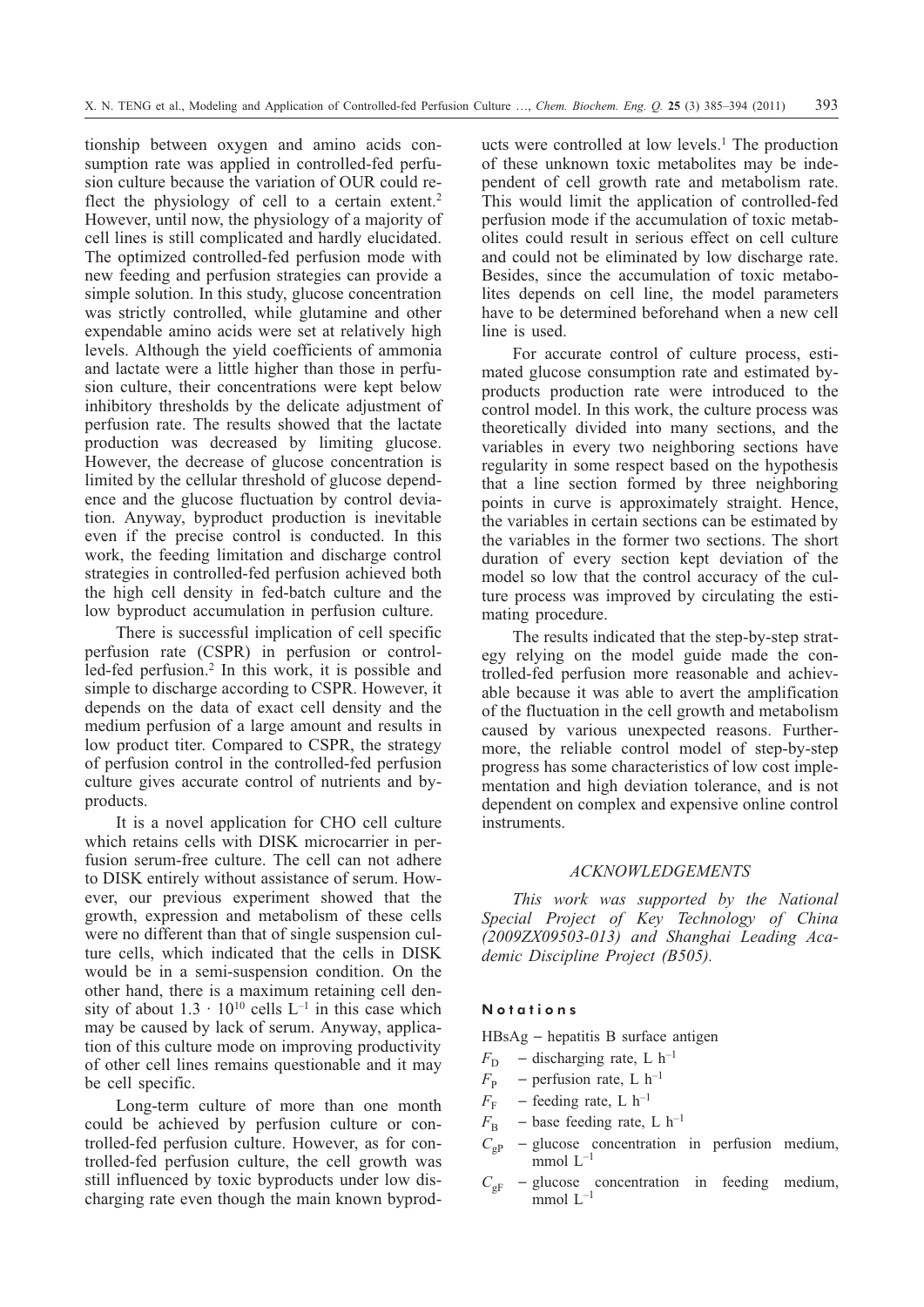tionship between oxygen and amino acids consumption rate was applied in controlled-fed perfusion culture because the variation of OUR could reflect the physiology of cell to a certain extent.[2] However, until now, the physiology of a majority of cell lines is still complicated and hardly elucidated. The optimized controlled-fed perfusion mode with new feeding and perfusion strategies can provide a simple solution. In this study, glucose concentration was strictly controlled, while glutamine and other expendable amino acids were set at relatively high levels. Although the yield coefficients of ammonia and lactate were a little higher than those in perfusion culture, their concentrations were kept below inhibitory thresholds by the delicate adjustment of perfusion rate. The results showed that the lactate production was decreased by limiting glucose. However, the decrease of glucose concentration is limited by the cellular threshold of glucose dependence and the glucose fluctuation by control deviation. Anyway, byproduct production is inevitable even if the precise control is conducted. In this work, the feeding limitation and discharge control strategies in controlled-fed perfusion achieved both the high cell density in fed-batch culture and the low byproduct accumulation in perfusion culture.

There is successful implication of cell specific perfusion rate (CSPR) in perfusion or controlled-fed perfusion.[2] In this work, it is possible and simple to discharge according to CSPR. However, it depends on the data of exact cell density and the medium perfusion of a large amount and results in low product titer. Compared to CSPR, the strategy of perfusion control in the controlled-fed perfusion culture gives accurate control of nutrients and byproducts.

It is a novel application for CHO cell culture which retains cells with DISK microcarrier in perfusion serum-free culture. The cell can not adhere to DISK entirely without assistance of serum. However, our previous experiment showed that the growth, expression and metabolism of these cells were no different than that of single suspension culture cells, which indicated that the cells in DISK would be in a semi-suspension condition. On the other hand, there is a maximum retaining cell density of about $1.3 \cdot 10^{10}$ cells $L^{-1}$ in this case which may be caused by lack of serum. Anyway, application of this culture mode on improving productivity of other cell lines remains questionable and it may be cell specific.

Long-term culture of more than one month could be achieved by perfusion culture or controlled-fed perfusion culture. However, as for controlled-fed perfusion culture, the cell growth was still influenced by toxic byproducts under low discharging rate even though the main known byproducts were controlled at low levels.[1] The production of these unknown toxic metabolites may be independent of cell growth rate and metabolism rate. This would limit the application of controlled-fed perfusion mode if the accumulation of toxic metabolites could result in serious effect on cell culture and could not be eliminated by low discharge rate. Besides, since the accumulation of toxic metabolites depends on cell line, the model parameters have to be determined beforehand when a new cell line is used.

For accurate control of culture process, estimated glucose consumption rate and estimated byproducts production rate were introduced to the control model. In this work, the culture process was theoretically divided into many sections, and the variables in every two neighboring sections have regularity in some respect based on the hypothesis that a line section formed by three neighboring points in curve is approximately straight. Hence, the variables in certain sections can be estimated by the variables in the former two sections. The short duration of every section kept deviation of the model so low that the control accuracy of the culture process was improved by circulating the estimating procedure.

The results indicated that the step-by-step strategy relying on the model guide made the controlled-fed perfusion more reasonable and achievable because it was able to avert the amplification of the fluctuation in the cell growth and metabolism caused by various unexpected reasons. Furthermore, the reliable control model of step-by-step progress has some characteristics of low cost implementation and high deviation tolerance, and is not dependent on complex and expensive online control instruments.

## ACKNOWLEDGEMENTS

*This work was supported by the National Special Project of Key Technology of China (2009ZX09503-013) and Shanghai Leading Academic Discipline Project (B505).*

## Notations

HBsAg – hepatitis B surface antigen

$F_D$ – discharging rate, L $h^{-1}$

$F_P$ – perfusion rate, L $h^{-1}$

$F_F$ – feeding rate, L $h^{-1}$

$F_B$ – base feeding rate, L $h^{-1}$

$C_{gP}$ – glucose concentration in perfusion medium, mmol $L^{-1}$

$C_{gF}$ – glucose concentration in feeding medium, mmol $L^{-1}$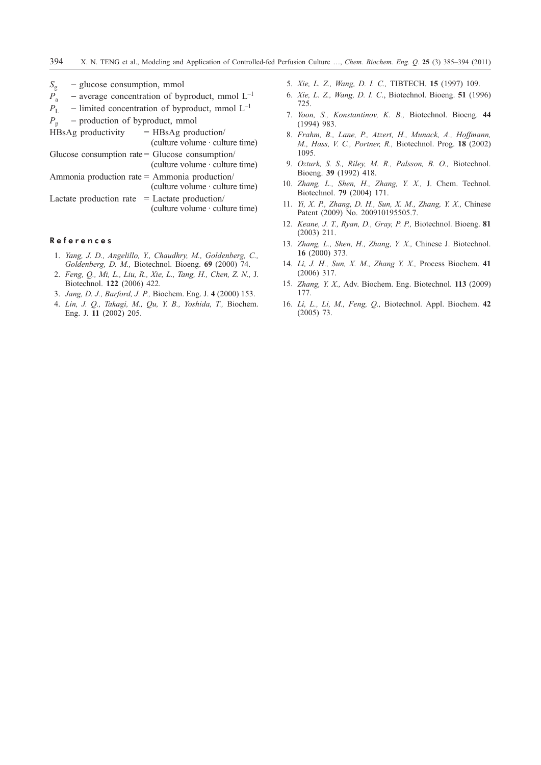$S_g$ – glucose consumption, mmol

$P_a$ – average concentration of byproduct, mmol $L^{-1}$

$P_L$ – limited concentration of byproduct, mmol $L^{-1}$

$P_p$ – production of byproduct, mmol

HBsAg productivity = HBsAg production/(culture volume · culture time)

Glucose consumption rate = Glucose consumption/(culture volume · culture time)

Ammonia production rate = Ammonia production/(culture volume · culture time)

Lactate production rate = Lactate production/(culture volume · culture time)

## References

1. *Yang, J. D., Angelillo, Y., Chaudhry, M., Goldenberg, C., Goldenberg, D. M.,* Biotechnol. Bioeng. **69** (2000) 74.
2. *Feng, Q., Mi, L., Liu, R., Xie, L., Tang, H., Chen, Z. N.,* J. Biotechnol. **122** (2006) 422.
3. *Jang, D. J., Barford, J. P.,* Biochem. Eng. J. **4** (2000) 153.
4. *Lin, J. Q., Takagi, M., Qu, Y. B., Yoshida, T.,* Biochem. Eng. J. **11** (2002) 205.
5. *Xie, L. Z., Wang, D. I. C.,* TIBTECH. **15** (1997) 109.
6. *Xie, L. Z., Wang, D. I. C.*, Biotechnol. Bioeng. **51** (1996) 725.
7. *Yoon, S., Konstantinov, K. B.,* Biotechnol. Bioeng. **44** (1994) 983.
8. *Frahm, B., Lane, P., Atzert, H., Munack, A., Hoffmann, M., Hass, V. C., Portner, R.,* Biotechnol. Prog. **18** (2002) 1095.
9. *Ozturk, S. S., Riley, M. R., Palsson, B. O.,* Biotechnol. Bioeng. **39** (1992) 418.
10. *Zhang, L., Shen, H., Zhang, Y. X.,* J. Chem. Technol. Biotechnol. **79** (2004) 171.
11. *Yi, X. P., Zhang, D. H., Sun, X. M., Zhang, Y. X.,* Chinese Patent (2009) No. 200910195505.7.
12. *Keane, J. T., Ryan, D., Gray, P. P.,* Biotechnol. Bioeng. **81** (2003) 211.
13. *Zhang, L., Shen, H., Zhang, Y. X.,* Chinese J. Biotechnol. **16** (2000) 373.
14. *Li, J. H., Sun, X. M., Zhang Y. X.,* Process Biochem. **41** (2006) 317.
15. *Zhang, Y. X.,* Adv. Biochem. Eng. Biotechnol. **113** (2009) 177.
16. *Li, L., Li, M., Feng, Q.,* Biotechnol. Appl. Biochem. **42** (2005) 73.